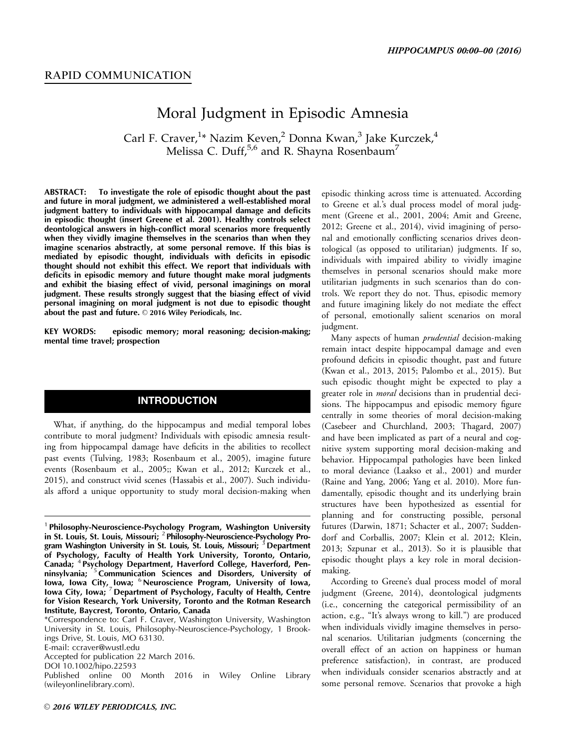RAPID COMMUNICATION

# Moral Judgment in Episodic Amnesia

Carl F. Craver,[1]* Nazim Keven,[2] Donna Kwan,[3] Jake Kurczek,[4] Melissa C. Duff,[5,6] and R. Shayna Rosenbaum[7]

**ABSTRACT:** To investigate the role of episodic thought about the past and future in moral judgment, we administered a well-established moral judgment battery to individuals with hippocampal damage and deficits in episodic thought (insert Greene et al. 2001). Healthy controls select deontological answers in high-conflict moral scenarios more frequently when they vividly imagine themselves in the scenarios than when they imagine scenarios abstractly, at some personal remove. If this bias is mediated by episodic thought, individuals with deficits in episodic thought should not exhibit this effect. We report that individuals with deficits in episodic memory and future thought make moral judgments and exhibit the biasing effect of vivid, personal imaginings on moral judgment. These results strongly suggest that the biasing effect of vivid personal imagining on moral judgment is not due to episodic thought about the past and future. © 2016 Wiley Periodicals, Inc.

**KEY WORDS:** episodic memory; moral reasoning; decision-making; mental time travel; prospection

## INTRODUCTION

What, if anything, do the hippocampus and medial temporal lobes contribute to moral judgment? Individuals with episodic amnesia resulting from hippocampal damage have deficits in the abilities to recollect past events (Tulving, 1983; Rosenbaum et al., 2005), imagine future events (Rosenbaum et al., 2005;; Kwan et al., 2012; Kurczek et al., 2015), and construct vivid scenes (Hassabis et al., 2007). Such individuals afford a unique opportunity to study moral decision-making when episodic thinking across time is attenuated. According to Greene et al.'s dual process model of moral judgment (Greene et al., 2001, 2004; Amit and Greene, 2012; Greene et al., 2014), vivid imagining of personal and emotionally conflicting scenarios drives deontological (as opposed to utilitarian) judgments. If so, individuals with impaired ability to vividly imagine themselves in personal scenarios should make more utilitarian judgments in such scenarios than do controls. We report they do not. Thus, episodic memory and future imagining likely do not mediate the effect of personal, emotionally salient scenarios on moral judgment.

Many aspects of human *prudential* decision-making remain intact despite hippocampal damage and even profound deficits in episodic thought, past and future (Kwan et al., 2013, 2015; Palombo et al., 2015). But such episodic thought might be expected to play a greater role in *moral* decisions than in prudential decisions. The hippocampus and episodic memory figure centrally in some theories of moral decision-making (Casebeer and Churchland, 2003; Thagard, 2007) and have been implicated as part of a neural and cognitive system supporting moral decision-making and behavior. Hippocampal pathologies have been linked to moral deviance (Laakso et al., 2001) and murder (Raine and Yang, 2006; Yang et al. 2010). More fundamentally, episodic thought and its underlying brain structures have been hypothesized as essential for planning and for constructing possible, personal futures (Darwin, 1871; Schacter et al., 2007; Suddendorf and Corballis, 2007; Klein et al. 2012; Klein, 2013; Szpunar et al., 2013). So it is plausible that episodic thought plays a key role in moral decision-making.

According to Greene's dual process model of moral judgment (Greene, 2014), deontological judgments (i.e., concerning the categorical permissibility of an action, e.g., "It's always wrong to kill.") are produced when individuals vividly imagine themselves in personal scenarios. Utilitarian judgments (concerning the overall effect of an action on happiness or human preference satisfaction), in contrast, are produced when individuals consider scenarios abstractly and at some personal remove. Scenarios that provoke a high

---

[1] Philosophy-Neuroscience-Psychology Program, Washington University in St. Louis, St. Louis, Missouri; [2] Philosophy-Neuroscience-Psychology Program Washington University in St. Louis, St. Louis, Missouri; [3] Department of Psychology, Faculty of Health York University, Toronto, Ontario, Canada; [4] Psychology Department, Haverford College, Haverford, Penninsylvania; [5] Communication Sciences and Disorders, University of Iowa, Iowa City, Iowa; [6] Neuroscience Program, University of Iowa, Iowa City, Iowa; [7] Department of Psychology, Faculty of Health, Centre for Vision Research, York University, Toronto and the Rotman Research Institute, Baycrest, Toronto, Ontario, Canada

*Correspondence to: Carl F. Craver, Washington University, Washington University in St. Louis, Philosophy-Neuroscience-Psychology, 1 Brookings Drive, St. Louis, MO 63130.

E-mail: ccraver@wustl.edu

Accepted for publication 22 March 2016.

DOI 10.1002/hipo.22593

Published online 00 Month 2016 in Wiley Online Library (wileyonlinelibrary.com).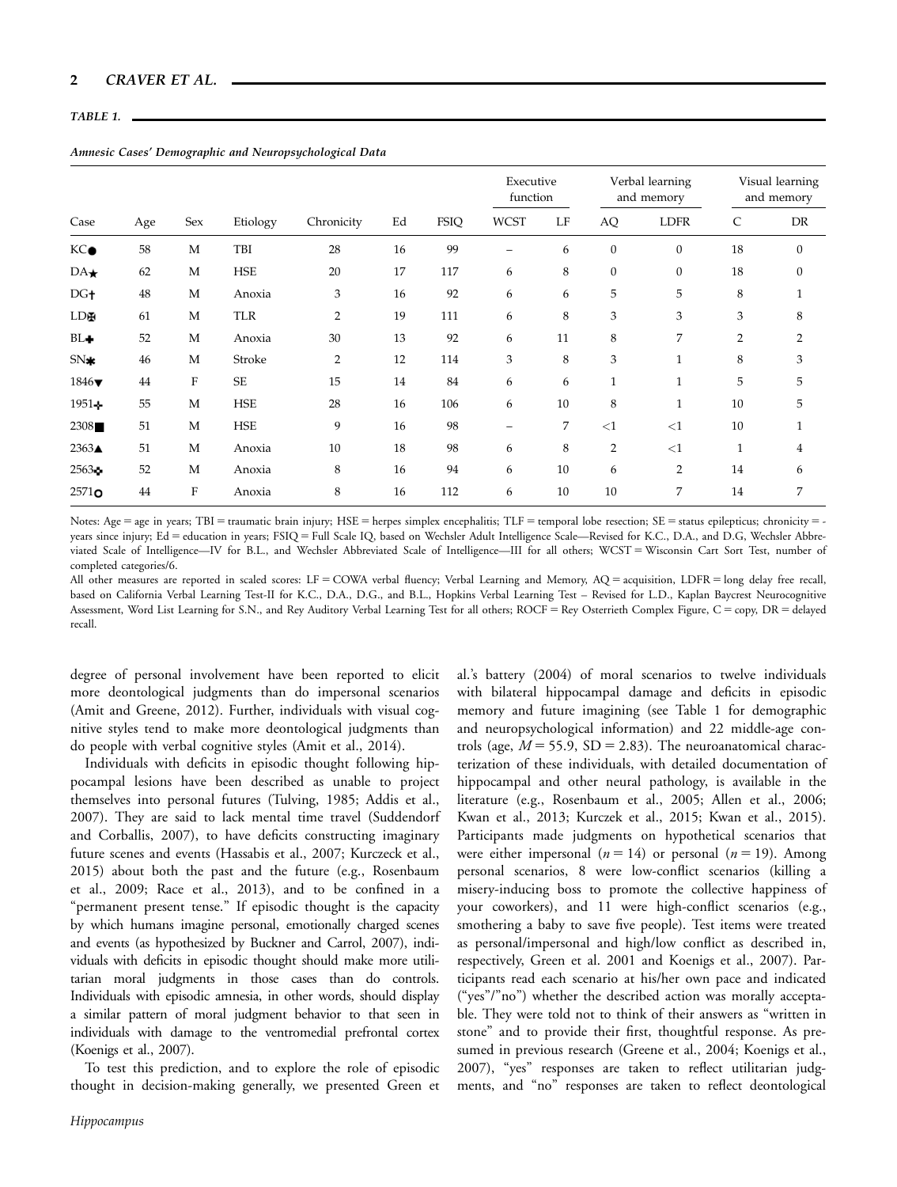**TABLE 1.**

*Amnesic Cases' Demographic and Neuropsychological Data*

| Case | Age | Sex | Etiology | Chronicity | Ed | FSIQ | Executive function | | Verbal learning and memory | | Visual learning and memory | |
|---|---|---|---|---|---|---|---|---|---|---|---|---|
| | | | | | | | WCST | LF | AQ | LDFR | C | DR |
| KC● | 58 | M | TBI | 28 | 16 | 99 | – | 6 | 0 | 0 | 18 | 0 |
| DA★ | 62 | M | HSE | 20 | 17 | 117 | 6 | 8 | 0 | 0 | 18 | 0 |
| DG† | 48 | M | Anoxia | 3 | 16 | 92 | 6 | 6 | 5 | 5 | 8 | 1 |
| LD⌘ | 61 | M | TLR | 2 | 19 | 111 | 6 | 8 | 3 | 3 | 3 | 8 |
| BL✚ | 52 | M | Anoxia | 30 | 13 | 92 | 6 | 11 | 8 | 7 | 2 | 2 |
| SN✱ | 46 | M | Stroke | 2 | 12 | 114 | 3 | 8 | 3 | 1 | 8 | 3 |
| 1846▼ | 44 | F | SE | 15 | 14 | 84 | 6 | 6 | 1 | 1 | 5 | 5 |
| 1951✢ | 55 | M | HSE | 28 | 16 | 106 | 6 | 10 | 8 | 1 | 10 | 5 |
| 2308■ | 51 | M | HSE | 9 | 16 | 98 | – | 7 | <1 | <1 | 10 | 1 |
| 2363▲ | 51 | M | Anoxia | 10 | 18 | 98 | 6 | 8 | 2 | <1 | 1 | 4 |
| 2563✣ | 52 | M | Anoxia | 8 | 16 | 94 | 6 | 10 | 6 | 2 | 14 | 6 |
| 2571○ | 44 | F | Anoxia | 8 | 16 | 112 | 6 | 10 | 10 | 7 | 14 | 7 |

Notes: Age = age in years; TBI = traumatic brain injury; HSE = herpes simplex encephalitis; TLF = temporal lobe resection; SE = status epilepticus; chronicity = years since injury; Ed = education in years; FSIQ = Full Scale IQ, based on Wechsler Adult Intelligence Scale—Revised for K.C., D.A., and D.G, Wechsler Abbreviated Scale of Intelligence—IV for B.L., and Wechsler Abbreviated Scale of Intelligence—III for all others; WCST = Wisconsin Cart Sort Test, number of completed categories/6.

All other measures are reported in scaled scores: LF = COWA verbal fluency; Verbal Learning and Memory, AQ = acquisition, LDFR = long delay free recall, based on California Verbal Learning Test-II for K.C., D.A., D.G., and B.L., Hopkins Verbal Learning Test – Revised for L.D., Kaplan Baycrest Neurocognitive Assessment, Word List Learning for S.N., and Rey Auditory Verbal Learning Test for all others; ROCF = Rey Osterrieth Complex Figure, C = copy, DR = delayed recall.

degree of personal involvement have been reported to elicit more deontological judgments than do impersonal scenarios (Amit and Greene, 2012). Further, individuals with visual cognitive styles tend to make more deontological judgments than do people with verbal cognitive styles (Amit et al., 2014).

Individuals with deficits in episodic thought following hippocampal lesions have been described as unable to project themselves into personal futures (Tulving, 1985; Addis et al., 2007). They are said to lack mental time travel (Suddendorf and Corballis, 2007), to have deficits constructing imaginary future scenes and events (Hassabis et al., 2007; Kurczeck et al., 2015) about both the past and the future (e.g., Rosenbaum et al., 2009; Race et al., 2013), and to be confined in a "permanent present tense." If episodic thought is the capacity by which humans imagine personal, emotionally charged scenes and events (as hypothesized by Buckner and Carrol, 2007), individuals with deficits in episodic thought should make more utilitarian moral judgments in those cases than do controls. Individuals with episodic amnesia, in other words, should display a similar pattern of moral judgment behavior to that seen in individuals with damage to the ventromedial prefrontal cortex (Koenigs et al., 2007).

To test this prediction, and to explore the role of episodic thought in decision-making generally, we presented Green et al.'s battery (2004) of moral scenarios to twelve individuals with bilateral hippocampal damage and deficits in episodic memory and future imagining (see Table 1 for demographic and neuropsychological information) and 22 middle-age controls (age, $M = 55.9$, $SD = 2.83$). The neuroanatomical characterization of these individuals, with detailed documentation of hippocampal and other neural pathology, is available in the literature (e.g., Rosenbaum et al., 2005; Allen et al., 2006; Kwan et al., 2013; Kurczek et al., 2015; Kwan et al., 2015). Participants made judgments on hypothetical scenarios that were either impersonal ($n = 14$) or personal ($n = 19$). Among personal scenarios, 8 were low-conflict scenarios (killing a misery-inducing boss to promote the collective happiness of your coworkers), and 11 were high-conflict scenarios (e.g., smothering a baby to save five people). Test items were treated as personal/impersonal and high/low conflict as described in, respectively, Green et al. 2001 and Koenigs et al., 2007). Participants read each scenario at his/her own pace and indicated ("yes"/"no") whether the described action was morally acceptable. They were told not to think of their answers as "written in stone" and to provide their first, thoughtful response. As presumed in previous research (Greene et al., 2004; Koenigs et al., 2007), "yes" responses are taken to reflect utilitarian judgments, and "no" responses are taken to reflect deontological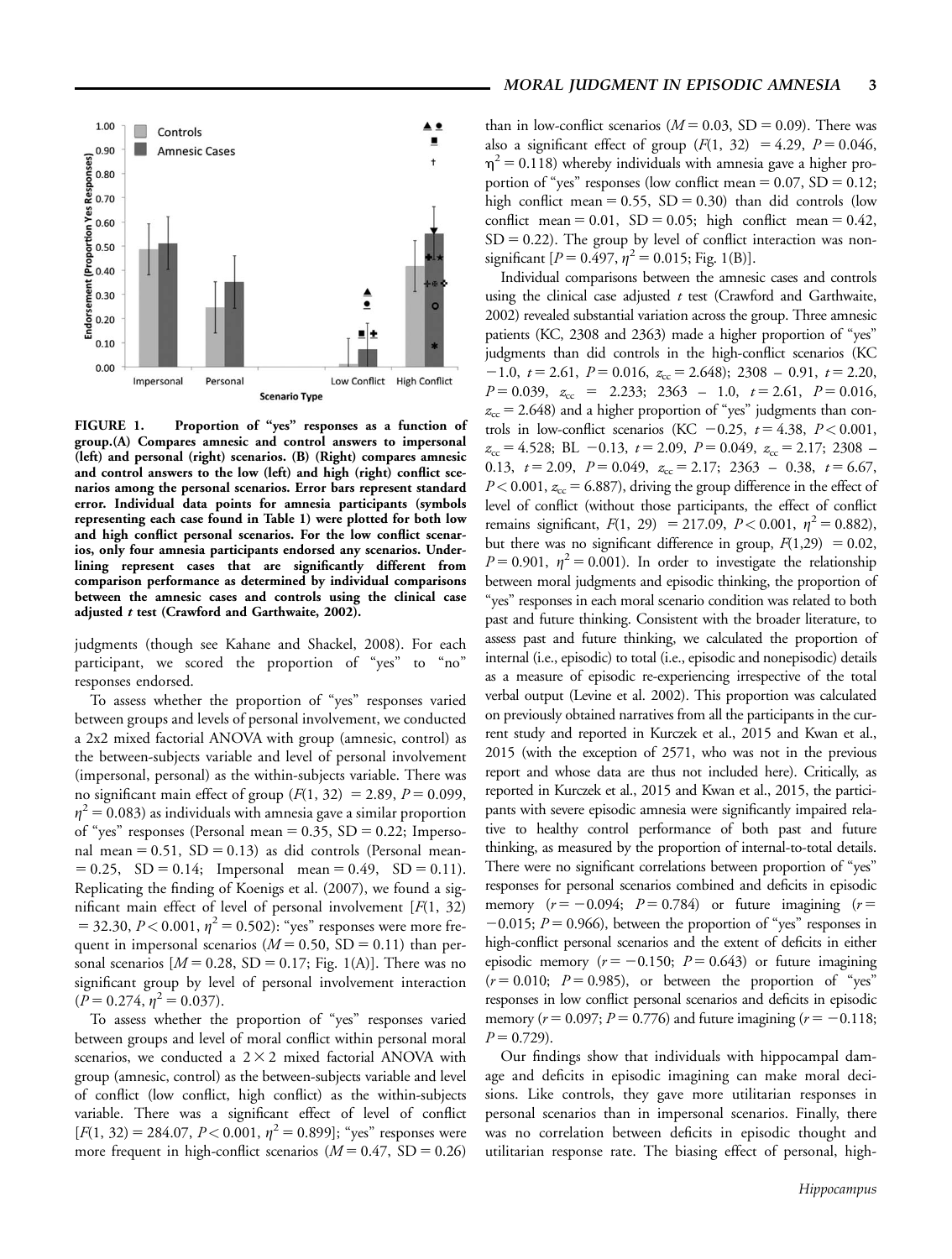FIGURE 1. **Proportion of "yes" responses as a function of group.(A) Compares amnesic and control answers to impersonal (left) and personal (right) scenarios. (B) (Right) compares amnesic and control answers to the low (left) and high (right) conflict scenarios among the personal scenarios. Error bars represent standard error. Individual data points for amnesia participants (symbols representing each case found in Table 1) were plotted for both low and high conflict personal scenarios. For the low conflict scenarios, only four amnesia participants endorsed any scenarios. Underlining represent cases that are significantly different from comparison performance as determined by individual comparisons between the amnesic cases and controls using the clinical case adjusted *t* test (Crawford and Garthwaite, 2002).**

judgments (though see Kahane and Shackel, 2008). For each participant, we scored the proportion of "yes" to "no" responses endorsed.

To assess whether the proportion of "yes" responses varied between groups and levels of personal involvement, we conducted a 2x2 mixed factorial ANOVA with group (amnesic, control) as the between-subjects variable and level of personal involvement (impersonal, personal) as the within-subjects variable. There was no significant main effect of group ($F(1, 32) = 2.89$, $P = 0.099$, $\eta^2 = 0.083$) as individuals with amnesia gave a similar proportion of "yes" responses (Personal mean = 0.35, SD = 0.22; Impersonal mean = 0.51, SD = 0.13) as did controls (Personal mean = 0.25, SD = 0.14; Impersonal mean = 0.49, SD = 0.11). Replicating the finding of Koenigs et al. (2007), we found a significant main effect of level of personal involvement [$F(1, 32) = 32.30$, $P < 0.001$, $\eta^2 = 0.502$): "yes" responses were more frequent in impersonal scenarios ($M = 0.50$, SD = 0.11) than personal scenarios [$M = 0.28$, SD = 0.17; Fig. 1(A)]. There was no significant group by level of personal involvement interaction ($P = 0.274$, $\eta^2 = 0.037$).

To assess whether the proportion of "yes" responses varied between groups and level of moral conflict within personal moral scenarios, we conducted a $2 \times 2$ mixed factorial ANOVA with group (amnesic, control) as the between-subjects variable and level of conflict (low conflict, high conflict) as the within-subjects variable. There was a significant effect of level of conflict [$F(1, 32) = 284.07$, $P < 0.001$, $\eta^2 = 0.899$]; "yes" responses were more frequent in high-conflict scenarios ($M = 0.47$, SD = 0.26) than in low-conflict scenarios ($M = 0.03$, SD = 0.09). There was also a significant effect of group ($F(1, 32) = 4.29$, $P = 0.046$, $\eta^2 = 0.118$) whereby individuals with amnesia gave a higher proportion of "yes" responses (low conflict mean = 0.07, SD = 0.12; high conflict mean = 0.55, SD = 0.30) than did controls (low conflict mean = 0.01, SD = 0.05; high conflict mean = 0.42, SD = 0.22). The group by level of conflict interaction was nonsignificant [$P = 0.497$, $\eta^2 = 0.015$; Fig. 1(B)].

Individual comparisons between the amnesic cases and controls using the clinical case adjusted *t* test (Crawford and Garthwaite, 2002) revealed substantial variation across the group. Three amnesic patients (KC, 2308 and 2363) made a higher proportion of "yes" judgments than did controls in the high-conflict scenarios (KC −1.0, $t = 2.61$, $P = 0.016$, $z_{cc} = 2.648$); 2308 – 0.91, $t = 2.20$, $P = 0.039$, $z_{cc} = 2.233$; 2363 – 1.0, $t = 2.61$, $P = 0.016$, $z_{cc} = 2.648$) and a higher proportion of "yes" judgments than controls in low-conflict scenarios (KC −0.25, $t = 4.38$, $P < 0.001$, $z_{cc} = 4.528$; BL −0.13, $t = 2.09$, $P = 0.049$, $z_{cc} = 2.17$; 2308 – 0.13, $t = 2.09$, $P = 0.049$, $z_{cc} = 2.17$; 2363 – 0.38, $t = 6.67$, $P < 0.001$, $z_{cc} = 6.887$), driving the group difference in the effect of level of conflict (without those participants, the effect of conflict remains significant, $F(1, 29) = 217.09$, $P < 0.001$, $\eta^2 = 0.882$), but there was no significant difference in group, $F(1,29) = 0.02$, $P = 0.901$, $\eta^2 = 0.001$). In order to investigate the relationship between moral judgments and episodic thinking, the proportion of "yes" responses in each moral scenario condition was related to both past and future thinking. Consistent with the broader literature, to assess past and future thinking, we calculated the proportion of internal (i.e., episodic) to total (i.e., episodic and nonepisodic) details as a measure of episodic re-experiencing irrespective of the total verbal output (Levine et al. 2002). This proportion was calculated on previously obtained narratives from all the participants in the current study and reported in Kurczek et al., 2015 and Kwan et al., 2015 (with the exception of 2571, who was not in the previous report and whose data are thus not included here). Critically, as reported in Kurczek et al., 2015 and Kwan et al., 2015, the participants with severe episodic amnesia were significantly impaired relative to healthy control performance of both past and future thinking, as measured by the proportion of internal-to-total details. There were no significant correlations between proportion of "yes" responses for personal scenarios combined and deficits in episodic memory ($r = -0.094$; $P = 0.784$) or future imagining ($r = -0.015$; $P = 0.966$), between the proportion of "yes" responses in high-conflict personal scenarios and the extent of deficits in either episodic memory ($r = -0.150$; $P = 0.643$) or future imagining ($r = 0.010$; $P = 0.985$), or between the proportion of "yes" responses in low conflict personal scenarios and deficits in episodic memory ($r = 0.097$; $P = 0.776$) and future imagining ($r = -0.118$; $P = 0.729$).

Our findings show that individuals with hippocampal damage and deficits in episodic imagining can make moral decisions. Like controls, they gave more utilitarian responses in personal scenarios than in impersonal scenarios. Finally, there was no correlation between deficits in episodic thought and utilitarian response rate. The biasing effect of personal, high-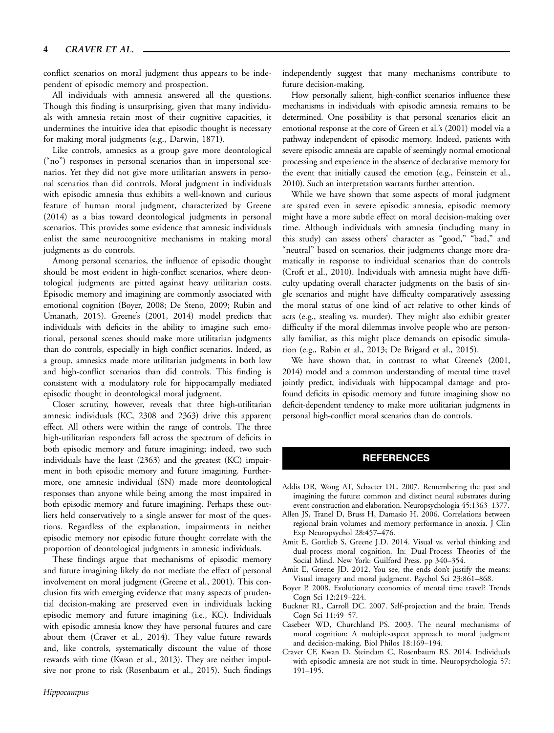conflict scenarios on moral judgment thus appears to be independent of episodic memory and prospection.

All individuals with amnesia answered all the questions. Though this finding is unsurprising, given that many individuals with amnesia retain most of their cognitive capacities, it undermines the intuitive idea that episodic thought is necessary for making moral judgments (e.g., Darwin, 1871).

Like controls, amnesics as a group gave more deontological ("no") responses in personal scenarios than in impersonal scenarios. Yet they did not give more utilitarian answers in personal scenarios than did controls. Moral judgment in individuals with episodic amnesia thus exhibits a well-known and curious feature of human moral judgment, characterized by Greene (2014) as a bias toward deontological judgments in personal scenarios. This provides some evidence that amnesic individuals enlist the same neurocognitive mechanisms in making moral judgments as do controls.

Among personal scenarios, the influence of episodic thought should be most evident in high-conflict scenarios, where deontological judgments are pitted against heavy utilitarian costs. Episodic memory and imagining are commonly associated with emotional cognition (Boyer, 2008; De Steno, 2009; Rubin and Umanath, 2015). Greene's (2001, 2014) model predicts that individuals with deficits in the ability to imagine such emotional, personal scenes should make more utilitarian judgments than do controls, especially in high conflict scenarios. Indeed, as a group, amnesics made more utilitarian judgments in both low and high-conflict scenarios than did controls. This finding is consistent with a modulatory role for hippocampally mediated episodic thought in deontological moral judgment.

Closer scrutiny, however, reveals that three high-utilitarian amnesic individuals (KC, 2308 and 2363) drive this apparent effect. All others were within the range of controls. The three high-utilitarian responders fall across the spectrum of deficits in both episodic memory and future imagining; indeed, two such individuals have the least (2363) and the greatest (KC) impairment in both episodic memory and future imagining. Furthermore, one amnesic individual (SN) made more deontological responses than anyone while being among the most impaired in both episodic memory and future imagining. Perhaps these outliers held conservatively to a single answer for most of the questions. Regardless of the explanation, impairments in neither episodic memory nor episodic future thought correlate with the proportion of deontological judgments in amnesic individuals.

These findings argue that mechanisms of episodic memory and future imagining likely do not mediate the effect of personal involvement on moral judgment (Greene et al., 2001). This conclusion fits with emerging evidence that many aspects of prudential decision-making are preserved even in individuals lacking episodic memory and future imagining (i.e., KC). Individuals with episodic amnesia know they have personal futures and care about them (Craver et al., 2014). They value future rewards and, like controls, systematically discount the value of those rewards with time (Kwan et al., 2013). They are neither impulsive nor prone to risk (Rosenbaum et al., 2015). Such findings independently suggest that many mechanisms contribute to future decision-making.

How personally salient, high-conflict scenarios influence these mechanisms in individuals with episodic amnesia remains to be determined. One possibility is that personal scenarios elicit an emotional response at the core of Green et al.'s (2001) model via a pathway independent of episodic memory. Indeed, patients with severe episodic amnesia are capable of seemingly normal emotional processing and experience in the absence of declarative memory for the event that initially caused the emotion (e.g., Feinstein et al., 2010). Such an interpretation warrants further attention.

While we have shown that some aspects of moral judgment are spared even in severe episodic amnesia, episodic memory might have a more subtle effect on moral decision-making over time. Although individuals with amnesia (including many in this study) can assess others' character as "good," "bad," and "neutral" based on scenarios, their judgments change more dramatically in response to individual scenarios than do controls (Croft et al., 2010). Individuals with amnesia might have difficulty updating overall character judgments on the basis of single scenarios and might have difficulty comparatively assessing the moral status of one kind of act relative to other kinds of acts (e.g., stealing vs. murder). They might also exhibit greater difficulty if the moral dilemmas involve people who are personally familiar, as this might place demands on episodic simulation (e.g., Rabin et al., 2013; De Brigard et al., 2015).

We have shown that, in contrast to what Greene's (2001, 2014) model and a common understanding of mental time travel jointly predict, individuals with hippocampal damage and profound deficits in episodic memory and future imagining show no deficit-dependent tendency to make more utilitarian judgments in personal high-conflict moral scenarios than do controls.

## REFERENCES

Addis DR, Wong AT, Schacter DL. 2007. Remembering the past and imagining the future: common and distinct neural substrates during event construction and elaboration. Neuropsychologia 45:1363–1377.

Allen JS, Tranel D, Bruss H, Damasio H. 2006. Correlations between regional brain volumes and memory performance in anoxia. J Clin Exp Neuropsychol 28:457–476.

Amit E, Gottlieb S, Greene J.D. 2014. Visual vs. verbal thinking and dual-process moral cognition. In: Dual-Process Theories of the Social Mind. New York: Guilford Press. pp 340–354.

Amit E, Greene JD. 2012. You see, the ends don't justify the means: Visual imagery and moral judgment. Psychol Sci 23:861–868.

Boyer P. 2008. Evolutionary economics of mental time travel? Trends Cogn Sci 12:219–224.

Buckner RL, Carroll DC. 2007. Self-projection and the brain. Trends Cogn Sci 11:49–57.

Casebeer WD, Churchland PS. 2003. The neural mechanisms of moral cognition: A multiple-aspect approach to moral judgment and decision-making. Biol Philos 18:169–194.

Craver CF, Kwan D, Steindam C, Rosenbaum RS. 2014. Individuals with episodic amnesia are not stuck in time. Neuropsychologia 57: 191–195.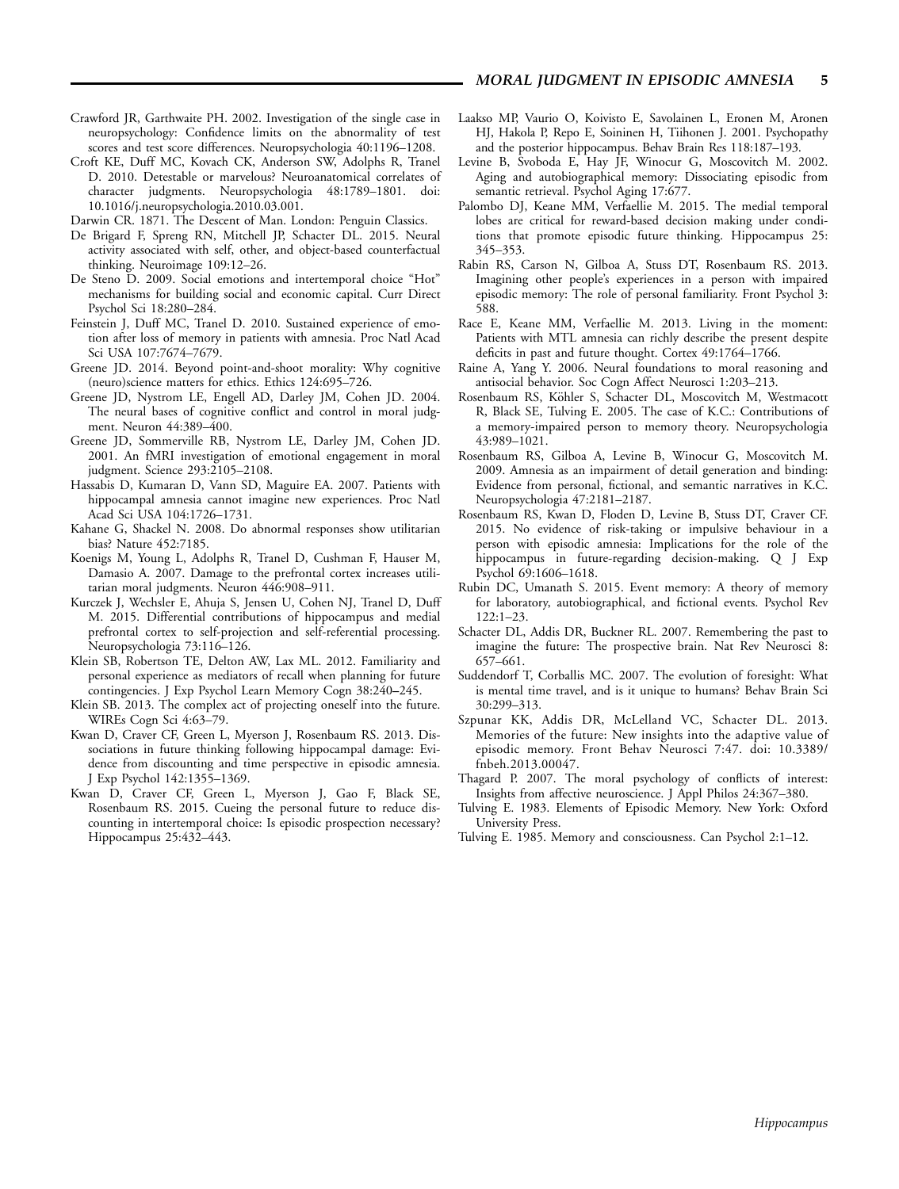Crawford JR, Garthwaite PH. 2002. Investigation of the single case in neuropsychology: Confidence limits on the abnormality of test scores and test score differences. Neuropsychologia 40:1196–1208.

Croft KE, Duff MC, Kovach CK, Anderson SW, Adolphs R, Tranel D. 2010. Detestable or marvelous? Neuroanatomical correlates of character judgments. Neuropsychologia 48:1789–1801. doi: 10.1016/j.neuropsychologia.2010.03.001.

Darwin CR. 1871. The Descent of Man. London: Penguin Classics.

De Brigard F, Spreng RN, Mitchell JP, Schacter DL. 2015. Neural activity associated with self, other, and object-based counterfactual thinking. Neuroimage 109:12–26.

De Steno D. 2009. Social emotions and intertemporal choice "Hot" mechanisms for building social and economic capital. Curr Direct Psychol Sci 18:280–284.

Feinstein J, Duff MC, Tranel D. 2010. Sustained experience of emotion after loss of memory in patients with amnesia. Proc Natl Acad Sci USA 107:7674–7679.

Greene JD. 2014. Beyond point-and-shoot morality: Why cognitive (neuro)science matters for ethics. Ethics 124:695–726.

Greene JD, Nystrom LE, Engell AD, Darley JM, Cohen JD. 2004. The neural bases of cognitive conflict and control in moral judgment. Neuron 44:389–400.

Greene JD, Sommerville RB, Nystrom LE, Darley JM, Cohen JD. 2001. An fMRI investigation of emotional engagement in moral judgment. Science 293:2105–2108.

Hassabis D, Kumaran D, Vann SD, Maguire EA. 2007. Patients with hippocampal amnesia cannot imagine new experiences. Proc Natl Acad Sci USA 104:1726–1731.

Kahane G, Shackel N. 2008. Do abnormal responses show utilitarian bias? Nature 452:7185.

Koenigs M, Young L, Adolphs R, Tranel D, Cushman F, Hauser M, Damasio A. 2007. Damage to the prefrontal cortex increases utilitarian moral judgments. Neuron 446:908–911.

Kurczek J, Wechsler E, Ahuja S, Jensen U, Cohen NJ, Tranel D, Duff M. 2015. Differential contributions of hippocampus and medial prefrontal cortex to self-projection and self-referential processing. Neuropsychologia 73:116–126.

Klein SB, Robertson TE, Delton AW, Lax ML. 2012. Familiarity and personal experience as mediators of recall when planning for future contingencies. J Exp Psychol Learn Memory Cogn 38:240–245.

Klein SB. 2013. The complex act of projecting oneself into the future. WIREs Cogn Sci 4:63–79.

Kwan D, Craver CF, Green L, Myerson J, Rosenbaum RS. 2013. Dissociations in future thinking following hippocampal damage: Evidence from discounting and time perspective in episodic amnesia. J Exp Psychol 142:1355–1369.

Kwan D, Craver CF, Green L, Myerson J, Gao F, Black SE, Rosenbaum RS. 2015. Cueing the personal future to reduce discounting in intertemporal choice: Is episodic prospection necessary? Hippocampus 25:432–443.

Laakso MP, Vaurio O, Koivisto E, Savolainen L, Eronen M, Aronen HJ, Hakola P, Repo E, Soininen H, Tiihonen J. 2001. Psychopathy and the posterior hippocampus. Behav Brain Res 118:187–193.

Levine B, Svoboda E, Hay JF, Winocur G, Moscovitch M. 2002. Aging and autobiographical memory: Dissociating episodic from semantic retrieval. Psychol Aging 17:677.

Palombo DJ, Keane MM, Verfaellie M. 2015. The medial temporal lobes are critical for reward-based decision making under conditions that promote episodic future thinking. Hippocampus 25: 345–353.

Rabin RS, Carson N, Gilboa A, Stuss DT, Rosenbaum RS. 2013. Imagining other people's experiences in a person with impaired episodic memory: The role of personal familiarity. Front Psychol 3: 588.

Race E, Keane MM, Verfaellie M. 2013. Living in the moment: Patients with MTL amnesia can richly describe the present despite deficits in past and future thought. Cortex 49:1764–1766.

Raine A, Yang Y. 2006. Neural foundations to moral reasoning and antisocial behavior. Soc Cogn Affect Neurosci 1:203–213.

Rosenbaum RS, Köhler S, Schacter DL, Moscovitch M, Westmacott R, Black SE, Tulving E. 2005. The case of K.C.: Contributions of a memory-impaired person to memory theory. Neuropsychologia 43:989–1021.

Rosenbaum RS, Gilboa A, Levine B, Winocur G, Moscovitch M. 2009. Amnesia as an impairment of detail generation and binding: Evidence from personal, fictional, and semantic narratives in K.C. Neuropsychologia 47:2181–2187.

Rosenbaum RS, Kwan D, Floden D, Levine B, Stuss DT, Craver CF. 2015. No evidence of risk-taking or impulsive behaviour in a person with episodic amnesia: Implications for the role of the hippocampus in future-regarding decision-making. Q J Exp Psychol 69:1606–1618.

Rubin DC, Umanath S. 2015. Event memory: A theory of memory for laboratory, autobiographical, and fictional events. Psychol Rev 122:1–23.

Schacter DL, Addis DR, Buckner RL. 2007. Remembering the past to imagine the future: The prospective brain. Nat Rev Neurosci 8: 657–661.

Suddendorf T, Corballis MC. 2007. The evolution of foresight: What is mental time travel, and is it unique to humans? Behav Brain Sci 30:299–313.

Szpunar KK, Addis DR, McLelland VC, Schacter DL. 2013. Memories of the future: New insights into the adaptive value of episodic memory. Front Behav Neurosci 7:47. doi: 10.3389/fnbeh.2013.00047.

Thagard P. 2007. The moral psychology of conflicts of interest: Insights from affective neuroscience. J Appl Philos 24:367–380.

Tulving E. 1983. Elements of Episodic Memory. New York: Oxford University Press.

Tulving E. 1985. Memory and consciousness. Can Psychol 2:1–12.